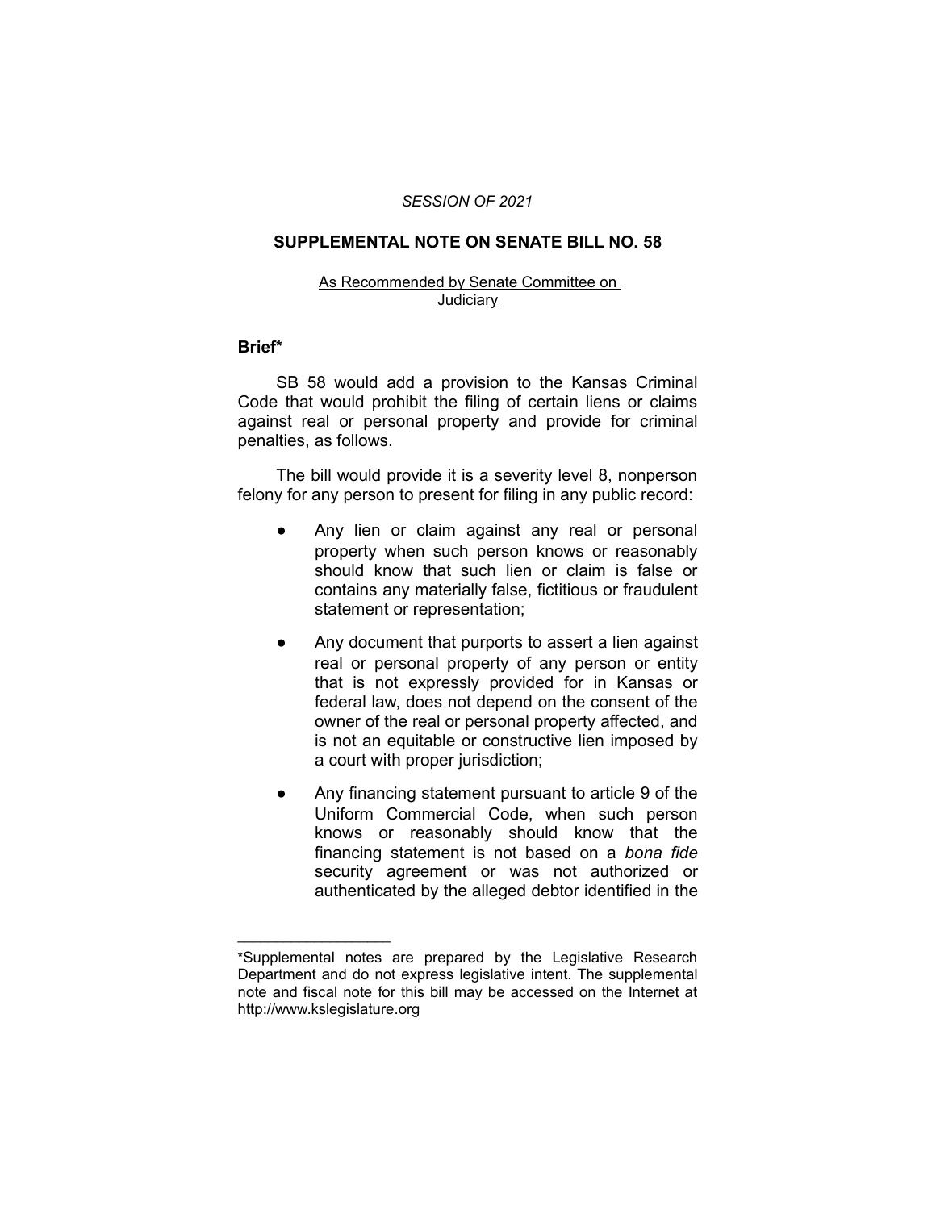*SESSION OF 2021*

# SUPPLEMENTAL NOTE ON SENATE BILL NO. 58

As Recommended by Senate Committee on Judiciary

## Brief*

SB 58 would add a provision to the Kansas Criminal Code that would prohibit the filing of certain liens or claims against real or personal property and provide for criminal penalties, as follows.

The bill would provide it is a severity level 8, nonperson felony for any person to present for filing in any public record:

- Any lien or claim against any real or personal property when such person knows or reasonably should know that such lien or claim is false or contains any materially false, fictitious or fraudulent statement or representation;
- Any document that purports to assert a lien against real or personal property of any person or entity that is not expressly provided for in Kansas or federal law, does not depend on the consent of the owner of the real or personal property affected, and is not an equitable or constructive lien imposed by a court with proper jurisdiction;
- Any financing statement pursuant to article 9 of the Uniform Commercial Code, when such person knows or reasonably should know that the financing statement is not based on a *bona fide* security agreement or was not authorized or authenticated by the alleged debtor identified in the

---

*Supplemental notes are prepared by the Legislative Research Department and do not express legislative intent. The supplemental note and fiscal note for this bill may be accessed on the Internet at http://www.kslegislature.org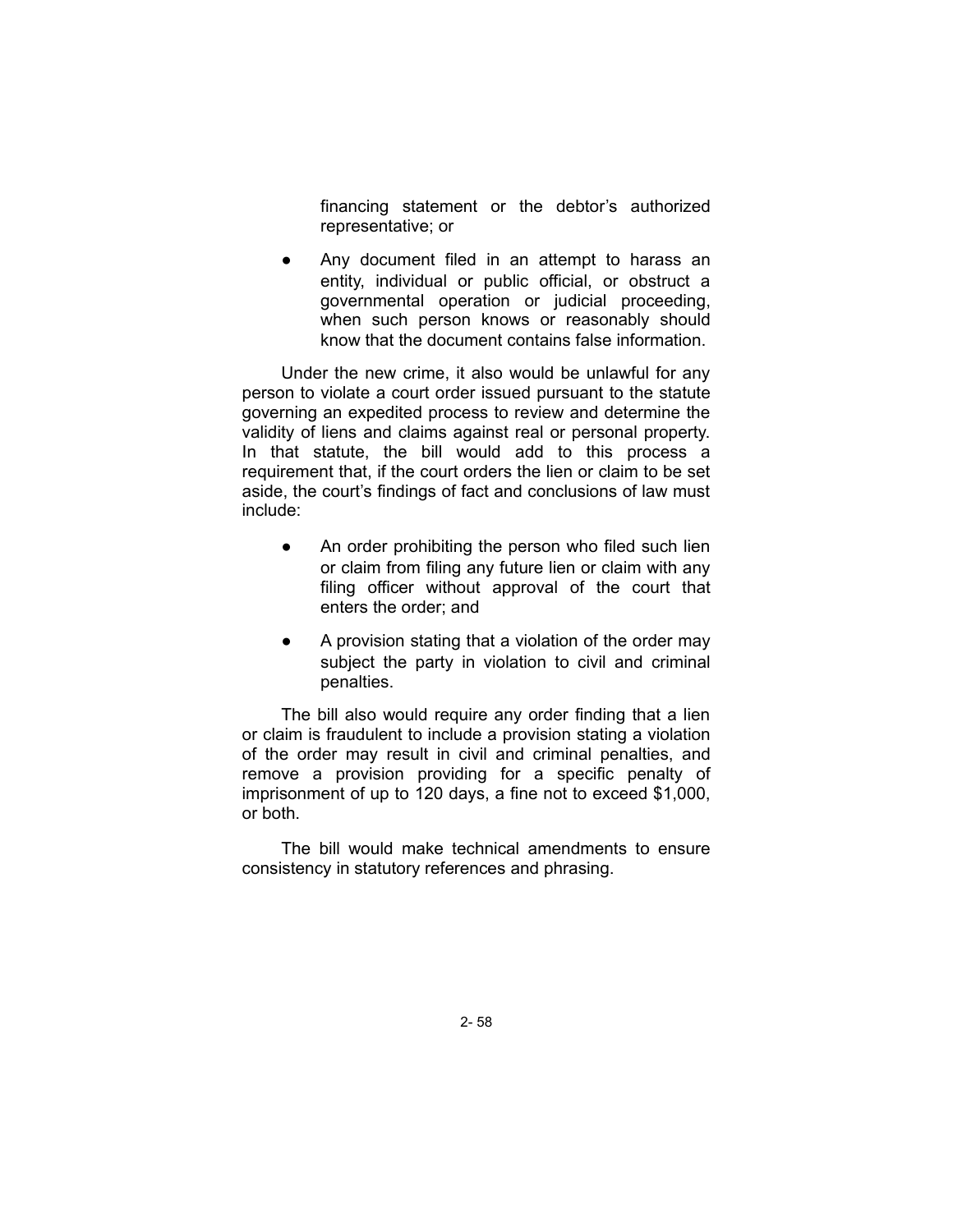financing statement or the debtor's authorized representative; or

- Any document filed in an attempt to harass an entity, individual or public official, or obstruct a governmental operation or judicial proceeding, when such person knows or reasonably should know that the document contains false information.

Under the new crime, it also would be unlawful for any person to violate a court order issued pursuant to the statute governing an expedited process to review and determine the validity of liens and claims against real or personal property. In that statute, the bill would add to this process a requirement that, if the court orders the lien or claim to be set aside, the court's findings of fact and conclusions of law must include:

- An order prohibiting the person who filed such lien or claim from filing any future lien or claim with any filing officer without approval of the court that enters the order; and
- A provision stating that a violation of the order may subject the party in violation to civil and criminal penalties.

The bill also would require any order finding that a lien or claim is fraudulent to include a provision stating a violation of the order may result in civil and criminal penalties, and remove a provision providing for a specific penalty of imprisonment of up to 120 days, a fine not to exceed $1,000, or both.

The bill would make technical amendments to ensure consistency in statutory references and phrasing.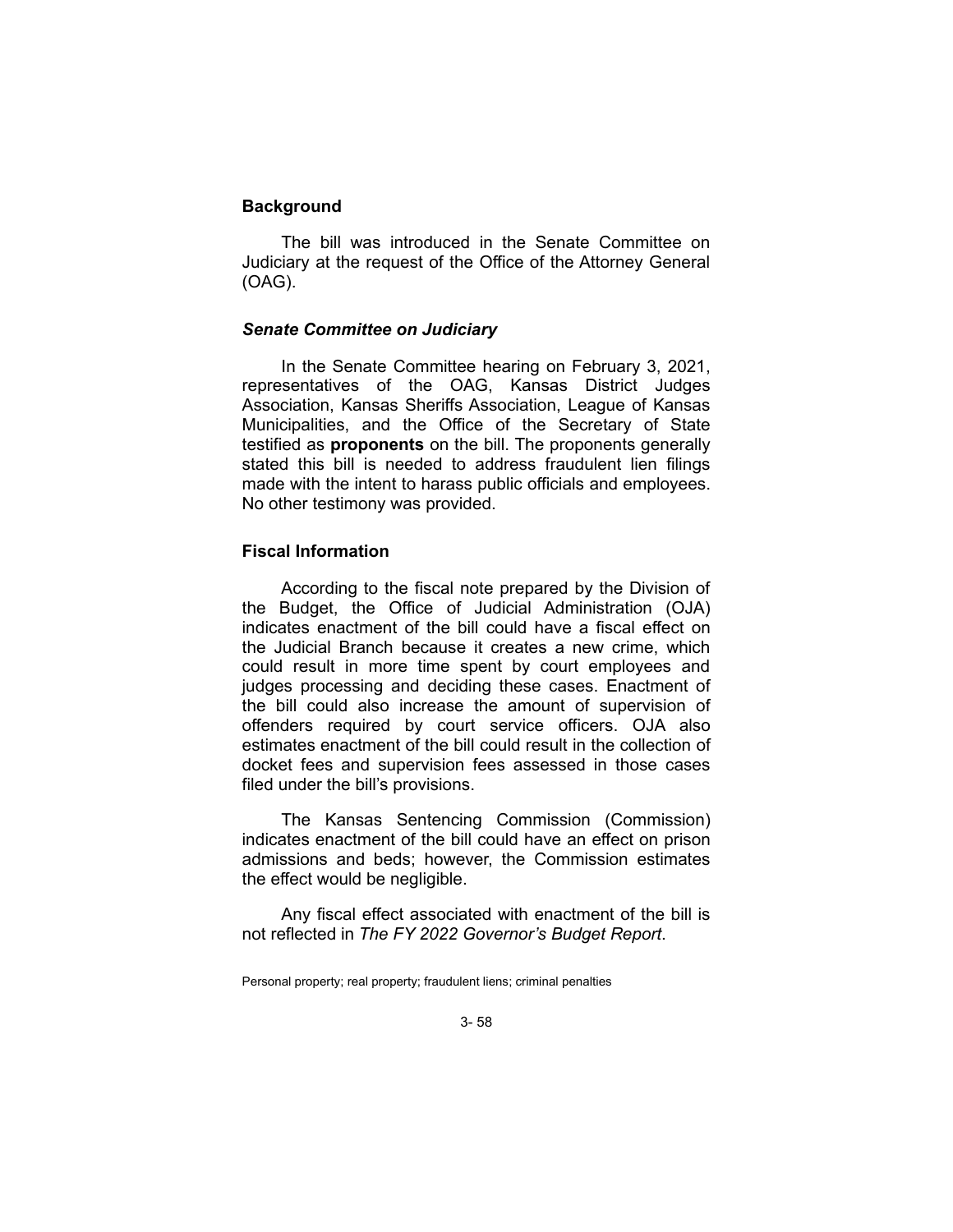## Background

The bill was introduced in the Senate Committee on Judiciary at the request of the Office of the Attorney General (OAG).

### *Senate Committee on Judiciary*

In the Senate Committee hearing on February 3, 2021, representatives of the OAG, Kansas District Judges Association, Kansas Sheriffs Association, League of Kansas Municipalities, and the Office of the Secretary of State testified as **proponents** on the bill. The proponents generally stated this bill is needed to address fraudulent lien filings made with the intent to harass public officials and employees. No other testimony was provided.

## Fiscal Information

According to the fiscal note prepared by the Division of the Budget, the Office of Judicial Administration (OJA) indicates enactment of the bill could have a fiscal effect on the Judicial Branch because it creates a new crime, which could result in more time spent by court employees and judges processing and deciding these cases. Enactment of the bill could also increase the amount of supervision of offenders required by court service officers. OJA also estimates enactment of the bill could result in the collection of docket fees and supervision fees assessed in those cases filed under the bill's provisions.

The Kansas Sentencing Commission (Commission) indicates enactment of the bill could have an effect on prison admissions and beds; however, the Commission estimates the effect would be negligible.

Any fiscal effect associated with enactment of the bill is not reflected in *The FY 2022 Governor's Budget Report*.

Personal property; real property; fraudulent liens; criminal penalties